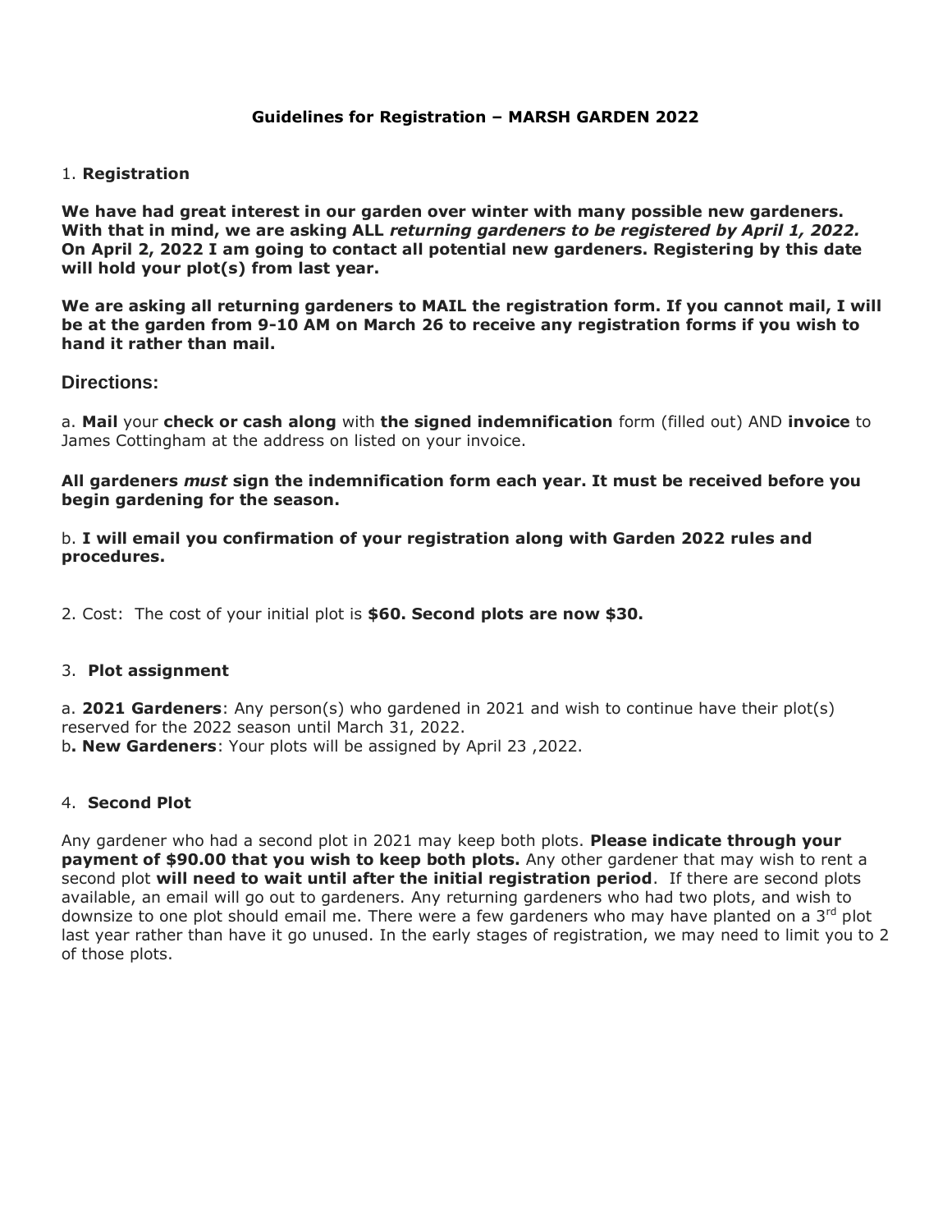# Guidelines for Registration – MARSH GARDEN 2022

1. **Registration**

**We have had great interest in our garden over winter with many possible new gardeners. With that in mind, we are asking ALL *returning gardeners to be registered by April 1, 2022.* On April 2, 2022 I am going to contact all potential new gardeners. Registering by this date will hold your plot(s) from last year.**

**We are asking all returning gardeners to MAIL the registration form. If you cannot mail, I will be at the garden from 9-10 AM on March 26 to receive any registration forms if you wish to hand it rather than mail.**

## Directions:

a. **Mail** your **check or cash along** with **the signed indemnification** form (filled out) AND **invoice** to James Cottingham at the address on listed on your invoice.

**All gardeners *must* sign the indemnification form each year. It must be received before you begin gardening for the season.**

b. **I will email you confirmation of your registration along with Garden 2022 rules and procedures.**

2. Cost: The cost of your initial plot is **$60. Second plots are now $30.**

3. **Plot assignment**

a. **2021 Gardeners**: Any person(s) who gardened in 2021 and wish to continue have their plot(s) reserved for the 2022 season until March 31, 2022.
b**. New Gardeners**: Your plots will be assigned by April 23 ,2022.

4. **Second Plot**

Any gardener who had a second plot in 2021 may keep both plots. **Please indicate through your payment of $90.00 that you wish to keep both plots.** Any other gardener that may wish to rent a second plot **will need to wait until after the initial registration period**. If there are second plots available, an email will go out to gardeners. Any returning gardeners who had two plots, and wish to downsize to one plot should email me. There were a few gardeners who may have planted on a 3rd plot last year rather than have it go unused. In the early stages of registration, we may need to limit you to 2 of those plots.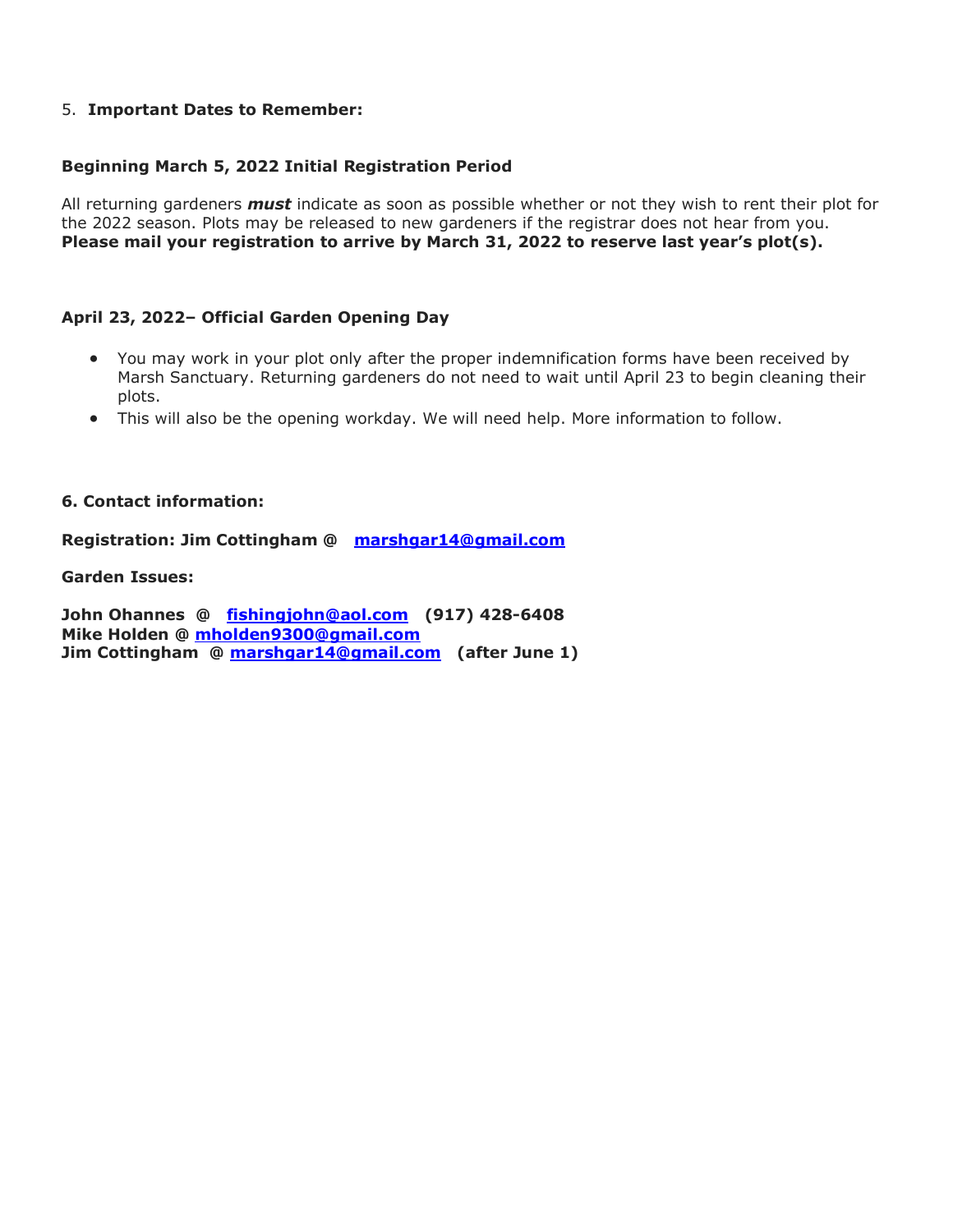5. **Important Dates to Remember:**

**Beginning March 5, 2022 Initial Registration Period**

All returning gardeners ***must*** indicate as soon as possible whether or not they wish to rent their plot for the 2022 season. Plots may be released to new gardeners if the registrar does not hear from you. **Please mail your registration to arrive by March 31, 2022 to reserve last year's plot(s).**

**April 23, 2022– Official Garden Opening Day**

- You may work in your plot only after the proper indemnification forms have been received by Marsh Sanctuary. Returning gardeners do not need to wait until April 23 to begin cleaning their plots.
- This will also be the opening workday. We will need help. More information to follow.

**6. Contact information:**

**Registration: Jim Cottingham @ marshgar14@gmail.com**

**Garden Issues:**

**John Ohannes @ fishingjohn@aol.com (917) 428-6408**
**Mike Holden @ mholden9300@gmail.com**
**Jim Cottingham @ marshgar14@gmail.com (after June 1)**